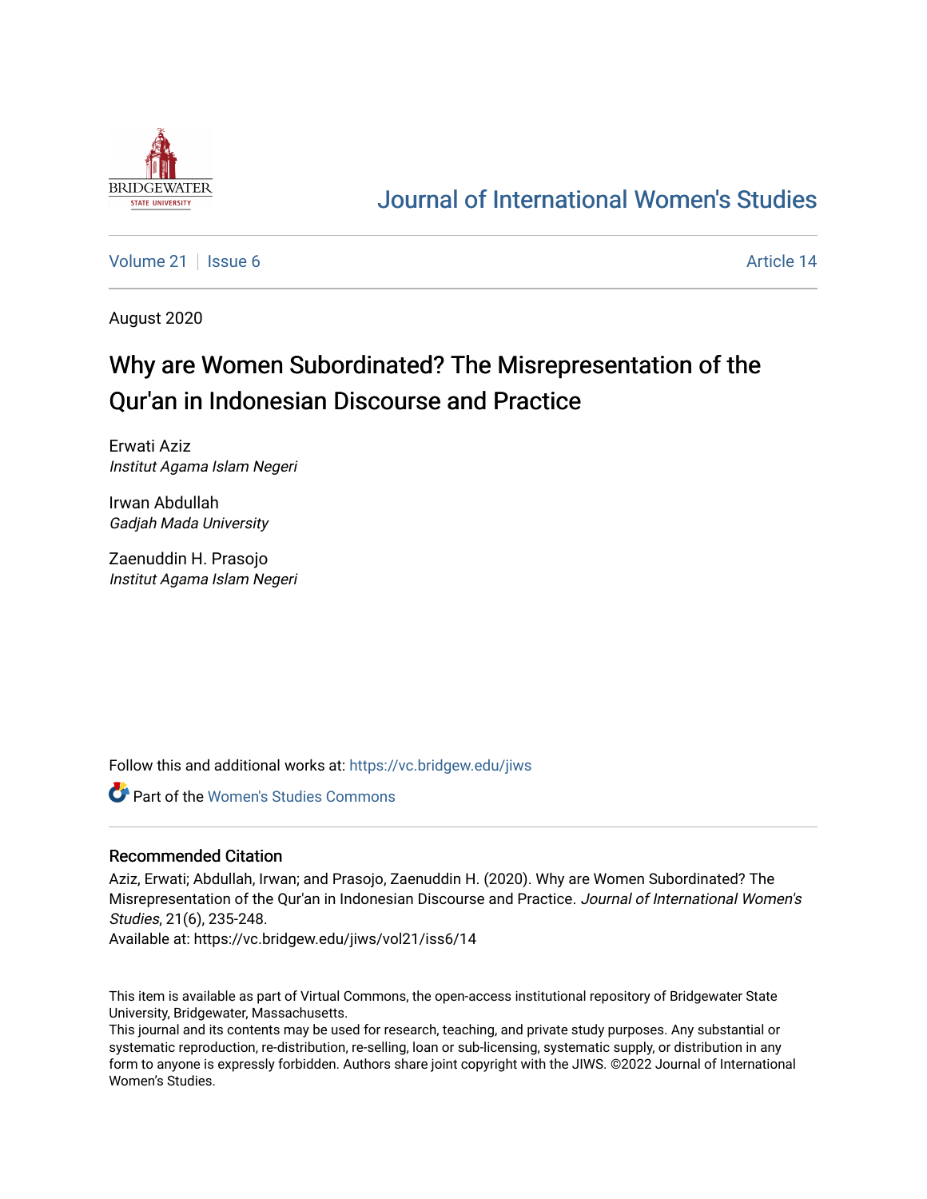# Journal of International Women's Studies

Volume 21 | Issue 6 | Article 14

August 2020

## Why are Women Subordinated? The Misrepresentation of the Qur'an in Indonesian Discourse and Practice

Erwati Aziz
*Institut Agama Islam Negeri*

Irwan Abdullah
*Gadjah Mada University*

Zaenuddin H. Prasojo
*Institut Agama Islam Negeri*

Follow this and additional works at: https://vc.bridgew.edu/jiws

Part of the Women's Studies Commons

### Recommended Citation

Aziz, Erwati; Abdullah, Irwan; and Prasojo, Zaenuddin H. (2020). Why are Women Subordinated? The Misrepresentation of the Qur'an in Indonesian Discourse and Practice. *Journal of International Women's Studies*, 21(6), 235-248.
Available at: https://vc.bridgew.edu/jiws/vol21/iss6/14

This item is available as part of Virtual Commons, the open-access institutional repository of Bridgewater State University, Bridgewater, Massachusetts.
This journal and its contents may be used for research, teaching, and private study purposes. Any substantial or systematic reproduction, re-distribution, re-selling, loan or sub-licensing, systematic supply, or distribution in any form to anyone is expressly forbidden. Authors share joint copyright with the JIWS. ©2022 Journal of International Women's Studies.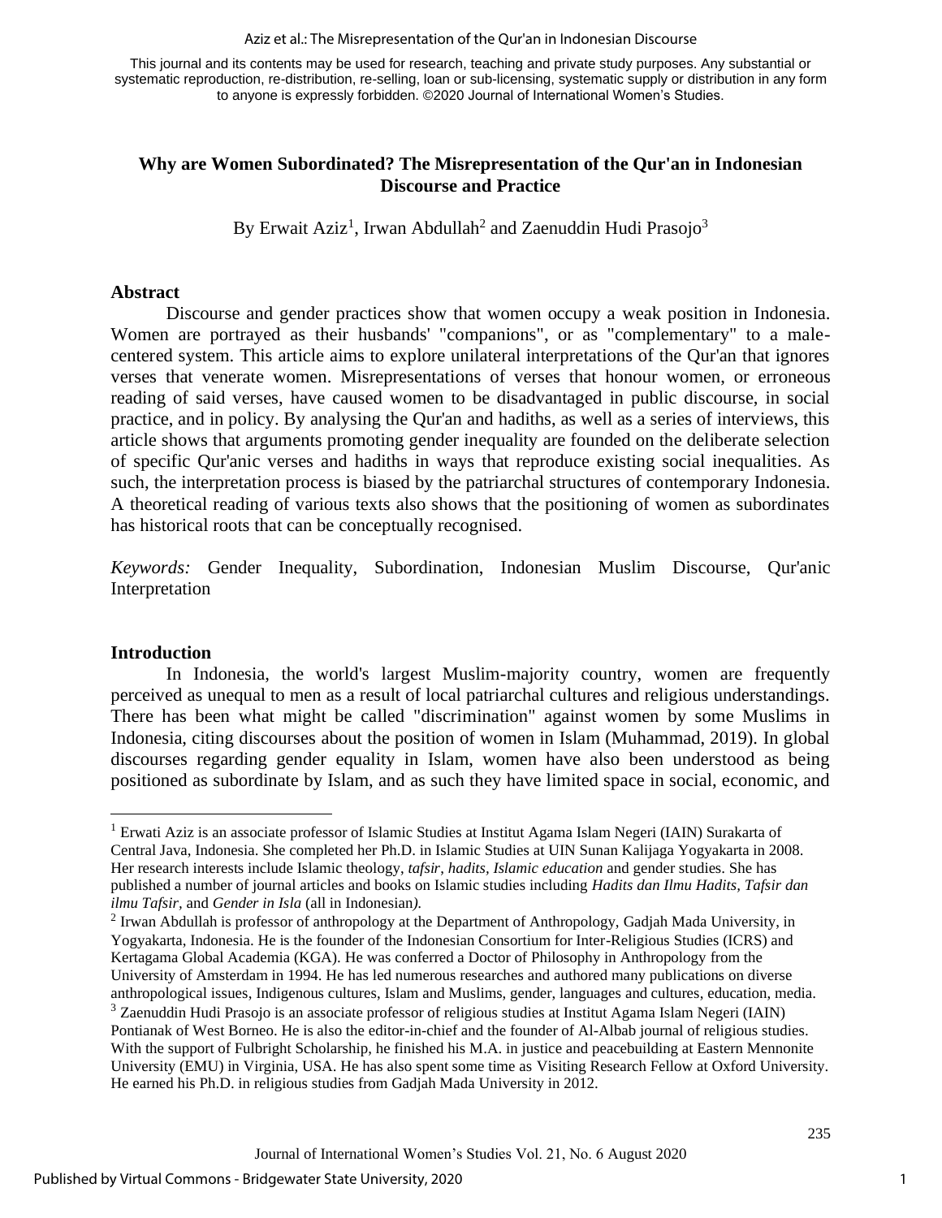This journal and its contents may be used for research, teaching and private study purposes. Any substantial or systematic reproduction, re-distribution, re-selling, loan or sub-licensing, systematic supply or distribution in any form to anyone is expressly forbidden. ©2020 Journal of International Women's Studies.

# Why are Women Subordinated? The Misrepresentation of the Qur'an in Indonesian Discourse and Practice

By Erwait Aziz[1], Irwan Abdullah[2] and Zaenuddin Hudi Prasojo[3]

## Abstract

Discourse and gender practices show that women occupy a weak position in Indonesia. Women are portrayed as their husbands' "companions", or as "complementary" to a male-centered system. This article aims to explore unilateral interpretations of the Qur'an that ignores verses that venerate women. Misrepresentations of verses that honour women, or erroneous reading of said verses, have caused women to be disadvantaged in public discourse, in social practice, and in policy. By analysing the Qur'an and hadiths, as well as a series of interviews, this article shows that arguments promoting gender inequality are founded on the deliberate selection of specific Qur'anic verses and hadiths in ways that reproduce existing social inequalities. As such, the interpretation process is biased by the patriarchal structures of contemporary Indonesia. A theoretical reading of various texts also shows that the positioning of women as subordinates has historical roots that can be conceptually recognised.

*Keywords:* Gender Inequality, Subordination, Indonesian Muslim Discourse, Qur'anic Interpretation

## Introduction

In Indonesia, the world's largest Muslim-majority country, women are frequently perceived as unequal to men as a result of local patriarchal cultures and religious understandings. There has been what might be called "discrimination" against women by some Muslims in Indonesia, citing discourses about the position of women in Islam (Muhammad, 2019). In global discourses regarding gender equality in Islam, women have also been understood as being positioned as subordinate by Islam, and as such they have limited space in social, economic, and

---

[1] Erwati Aziz is an associate professor of Islamic Studies at Institut Agama Islam Negeri (IAIN) Surakarta of Central Java, Indonesia. She completed her Ph.D. in Islamic Studies at UIN Sunan Kalijaga Yogyakarta in 2008. Her research interests include Islamic theology, *tafsir*, *hadits*, *Islamic education* and gender studies. She has published a number of journal articles and books on Islamic studies including *Hadits dan Ilmu Hadits, Tafsir dan ilmu Tafsir*, and *Gender in Isla* (all in Indonesian*).*

[2] Irwan Abdullah is professor of anthropology at the Department of Anthropology, Gadjah Mada University, in Yogyakarta, Indonesia. He is the founder of the Indonesian Consortium for Inter-Religious Studies (ICRS) and Kertagama Global Academia (KGA). He was conferred a Doctor of Philosophy in Anthropology from the University of Amsterdam in 1994. He has led numerous researches and authored many publications on diverse anthropological issues, Indigenous cultures, Islam and Muslims, gender, languages and cultures, education, media.

[3] Zaenuddin Hudi Prasojo is an associate professor of religious studies at Institut Agama Islam Negeri (IAIN) Pontianak of West Borneo. He is also the editor-in-chief and the founder of Al-Albab journal of religious studies. With the support of Fulbright Scholarship, he finished his M.A. in justice and peacebuilding at Eastern Mennonite University (EMU) in Virginia, USA. He has also spent some time as Visiting Research Fellow at Oxford University. He earned his Ph.D. in religious studies from Gadjah Mada University in 2012.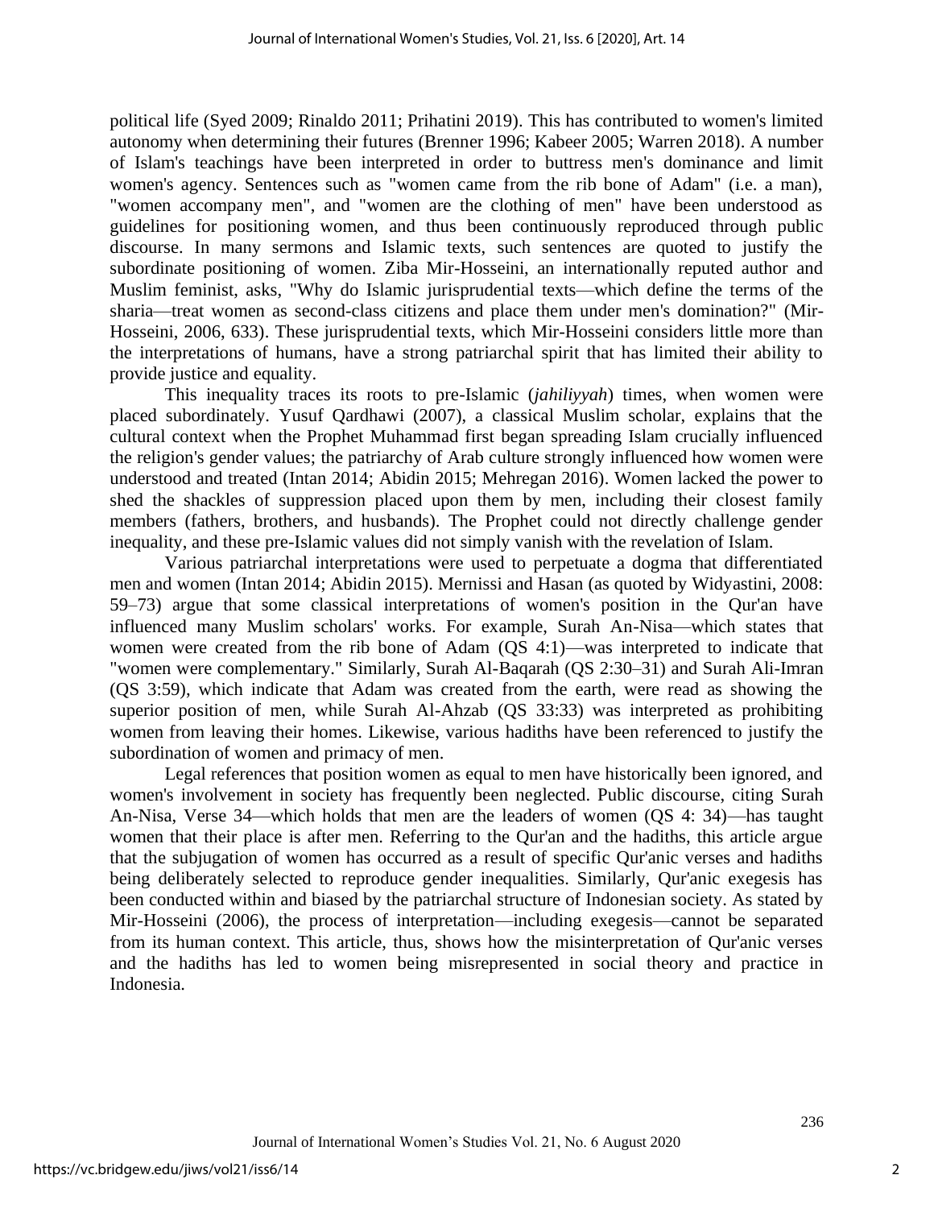political life (Syed 2009; Rinaldo 2011; Prihatini 2019). This has contributed to women's limited autonomy when determining their futures (Brenner 1996; Kabeer 2005; Warren 2018). A number of Islam's teachings have been interpreted in order to buttress men's dominance and limit women's agency. Sentences such as "women came from the rib bone of Adam" (i.e. a man), "women accompany men", and "women are the clothing of men" have been understood as guidelines for positioning women, and thus been continuously reproduced through public discourse. In many sermons and Islamic texts, such sentences are quoted to justify the subordinate positioning of women. Ziba Mir-Hosseini, an internationally reputed author and Muslim feminist, asks, "Why do Islamic jurisprudential texts—which define the terms of the sharia—treat women as second-class citizens and place them under men's domination?" (Mir-Hosseini, 2006, 633). These jurisprudential texts, which Mir-Hosseini considers little more than the interpretations of humans, have a strong patriarchal spirit that has limited their ability to provide justice and equality.

This inequality traces its roots to pre-Islamic (*jahiliyyah*) times, when women were placed subordinately. Yusuf Qardhawi (2007), a classical Muslim scholar, explains that the cultural context when the Prophet Muhammad first began spreading Islam crucially influenced the religion's gender values; the patriarchy of Arab culture strongly influenced how women were understood and treated (Intan 2014; Abidin 2015; Mehregan 2016). Women lacked the power to shed the shackles of suppression placed upon them by men, including their closest family members (fathers, brothers, and husbands). The Prophet could not directly challenge gender inequality, and these pre-Islamic values did not simply vanish with the revelation of Islam.

Various patriarchal interpretations were used to perpetuate a dogma that differentiated men and women (Intan 2014; Abidin 2015). Mernissi and Hasan (as quoted by Widyastini, 2008: 59–73) argue that some classical interpretations of women's position in the Qur'an have influenced many Muslim scholars' works. For example, Surah An-Nisa—which states that women were created from the rib bone of Adam (QS 4:1)—was interpreted to indicate that "women were complementary." Similarly, Surah Al-Baqarah (QS 2:30–31) and Surah Ali-Imran (QS 3:59), which indicate that Adam was created from the earth, were read as showing the superior position of men, while Surah Al-Ahzab (QS 33:33) was interpreted as prohibiting women from leaving their homes. Likewise, various hadiths have been referenced to justify the subordination of women and primacy of men.

Legal references that position women as equal to men have historically been ignored, and women's involvement in society has frequently been neglected. Public discourse, citing Surah An-Nisa, Verse 34—which holds that men are the leaders of women (QS 4: 34)—has taught women that their place is after men. Referring to the Qur'an and the hadiths, this article argue that the subjugation of women has occurred as a result of specific Qur'anic verses and hadiths being deliberately selected to reproduce gender inequalities. Similarly, Qur'anic exegesis has been conducted within and biased by the patriarchal structure of Indonesian society. As stated by Mir-Hosseini (2006), the process of interpretation—including exegesis—cannot be separated from its human context. This article, thus, shows how the misinterpretation of Qur'anic verses and the hadiths has led to women being misrepresented in social theory and practice in Indonesia.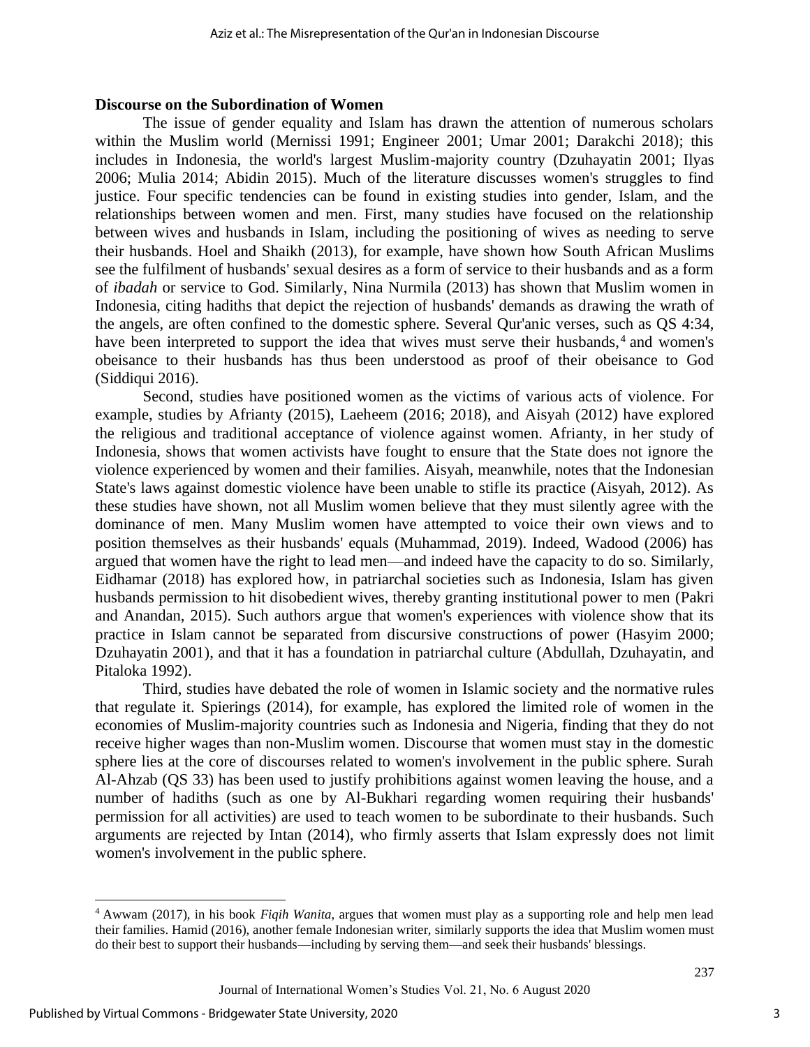## Discourse on the Subordination of Women

The issue of gender equality and Islam has drawn the attention of numerous scholars within the Muslim world (Mernissi 1991; Engineer 2001; Umar 2001; Darakchi 2018); this includes in Indonesia, the world's largest Muslim-majority country (Dzuhayatin 2001; Ilyas 2006; Mulia 2014; Abidin 2015). Much of the literature discusses women's struggles to find justice. Four specific tendencies can be found in existing studies into gender, Islam, and the relationships between women and men. First, many studies have focused on the relationship between wives and husbands in Islam, including the positioning of wives as needing to serve their husbands. Hoel and Shaikh (2013), for example, have shown how South African Muslims see the fulfilment of husbands' sexual desires as a form of service to their husbands and as a form of *ibadah* or service to God. Similarly, Nina Nurmila (2013) has shown that Muslim women in Indonesia, citing hadiths that depict the rejection of husbands' demands as drawing the wrath of the angels, are often confined to the domestic sphere. Several Qur'anic verses, such as QS 4:34, have been interpreted to support the idea that wives must serve their husbands,[4] and women's obeisance to their husbands has thus been understood as proof of their obeisance to God (Siddiqui 2016).

Second, studies have positioned women as the victims of various acts of violence. For example, studies by Afrianty (2015), Laeheem (2016; 2018), and Aisyah (2012) have explored the religious and traditional acceptance of violence against women. Afrianty, in her study of Indonesia, shows that women activists have fought to ensure that the State does not ignore the violence experienced by women and their families. Aisyah, meanwhile, notes that the Indonesian State's laws against domestic violence have been unable to stifle its practice (Aisyah, 2012). As these studies have shown, not all Muslim women believe that they must silently agree with the dominance of men. Many Muslim women have attempted to voice their own views and to position themselves as their husbands' equals (Muhammad, 2019). Indeed, Wadood (2006) has argued that women have the right to lead men—and indeed have the capacity to do so. Similarly, Eidhamar (2018) has explored how, in patriarchal societies such as Indonesia, Islam has given husbands permission to hit disobedient wives, thereby granting institutional power to men (Pakri and Anandan, 2015). Such authors argue that women's experiences with violence show that its practice in Islam cannot be separated from discursive constructions of power (Hasyim 2000; Dzuhayatin 2001), and that it has a foundation in patriarchal culture (Abdullah, Dzuhayatin, and Pitaloka 1992).

Third, studies have debated the role of women in Islamic society and the normative rules that regulate it. Spierings (2014), for example, has explored the limited role of women in the economies of Muslim-majority countries such as Indonesia and Nigeria, finding that they do not receive higher wages than non-Muslim women. Discourse that women must stay in the domestic sphere lies at the core of discourses related to women's involvement in the public sphere. Surah Al-Ahzab (QS 33) has been used to justify prohibitions against women leaving the house, and a number of hadiths (such as one by Al-Bukhari regarding women requiring their husbands' permission for all activities) are used to teach women to be subordinate to their husbands. Such arguments are rejected by Intan (2014), who firmly asserts that Islam expressly does not limit women's involvement in the public sphere.

---

[4] Awwam (2017), in his book *Fiqih Wanita*, argues that women must play as a supporting role and help men lead their families. Hamid (2016), another female Indonesian writer, similarly supports the idea that Muslim women must do their best to support their husbands—including by serving them—and seek their husbands' blessings.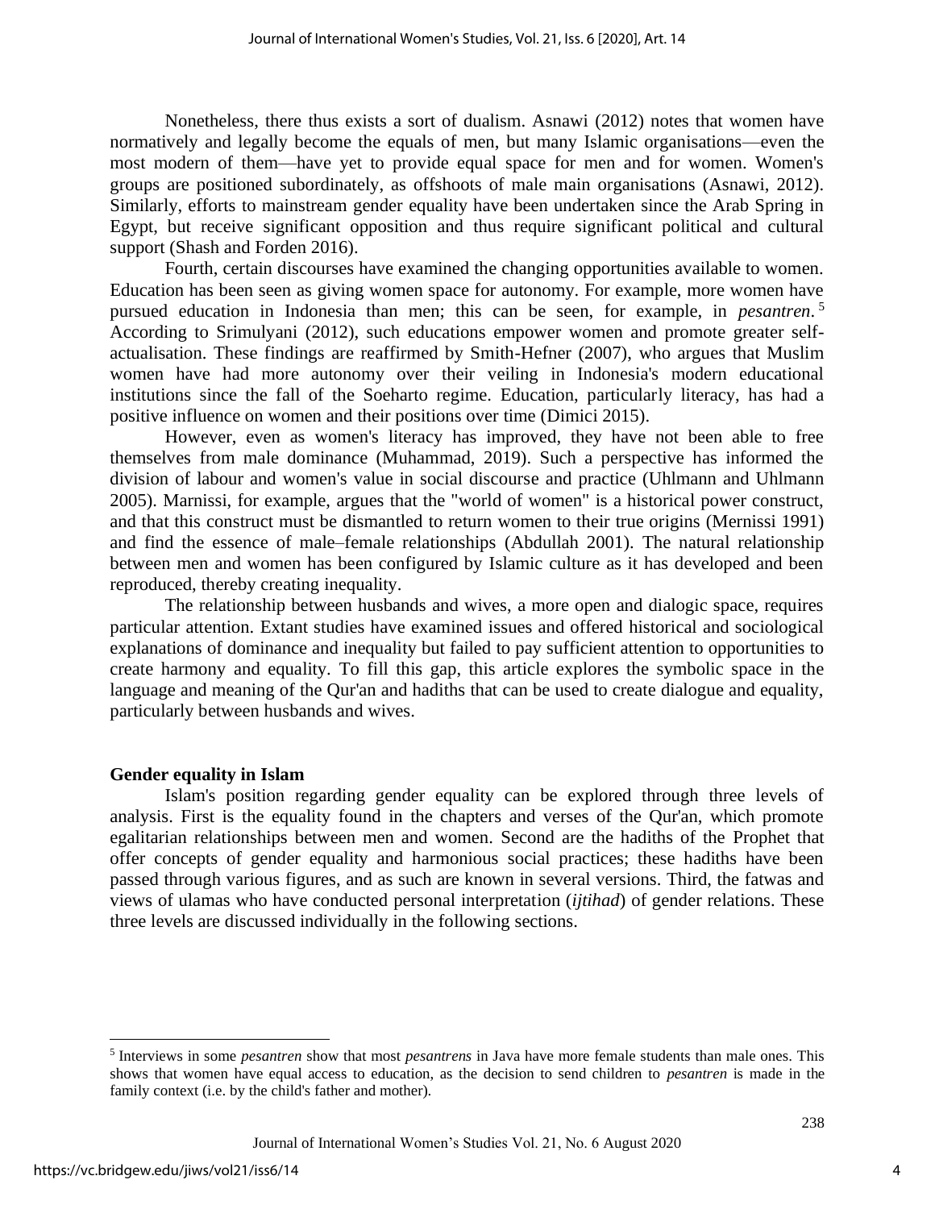Nonetheless, there thus exists a sort of dualism. Asnawi (2012) notes that women have normatively and legally become the equals of men, but many Islamic organisations—even the most modern of them—have yet to provide equal space for men and for women. Women's groups are positioned subordinately, as offshoots of male main organisations (Asnawi, 2012). Similarly, efforts to mainstream gender equality have been undertaken since the Arab Spring in Egypt, but receive significant opposition and thus require significant political and cultural support (Shash and Forden 2016).

Fourth, certain discourses have examined the changing opportunities available to women. Education has been seen as giving women space for autonomy. For example, more women have pursued education in Indonesia than men; this can be seen, for example, in *pesantren*.[5] According to Srimulyani (2012), such educations empower women and promote greater self-actualisation. These findings are reaffirmed by Smith-Hefner (2007), who argues that Muslim women have had more autonomy over their veiling in Indonesia's modern educational institutions since the fall of the Soeharto regime. Education, particularly literacy, has had a positive influence on women and their positions over time (Dimici 2015).

However, even as women's literacy has improved, they have not been able to free themselves from male dominance (Muhammad, 2019). Such a perspective has informed the division of labour and women's value in social discourse and practice (Uhlmann and Uhlmann 2005). Marnissi, for example, argues that the "world of women" is a historical power construct, and that this construct must be dismantled to return women to their true origins (Mernissi 1991) and find the essence of male–female relationships (Abdullah 2001). The natural relationship between men and women has been configured by Islamic culture as it has developed and been reproduced, thereby creating inequality.

The relationship between husbands and wives, a more open and dialogic space, requires particular attention. Extant studies have examined issues and offered historical and sociological explanations of dominance and inequality but failed to pay sufficient attention to opportunities to create harmony and equality. To fill this gap, this article explores the symbolic space in the language and meaning of the Qur'an and hadiths that can be used to create dialogue and equality, particularly between husbands and wives.

## Gender equality in Islam

Islam's position regarding gender equality can be explored through three levels of analysis. First is the equality found in the chapters and verses of the Qur'an, which promote egalitarian relationships between men and women. Second are the hadiths of the Prophet that offer concepts of gender equality and harmonious social practices; these hadiths have been passed through various figures, and as such are known in several versions. Third, the fatwas and views of ulamas who have conducted personal interpretation (*ijtihad*) of gender relations. These three levels are discussed individually in the following sections.

---

[5] Interviews in some *pesantren* show that most *pesantrens* in Java have more female students than male ones. This shows that women have equal access to education, as the decision to send children to *pesantren* is made in the family context (i.e. by the child's father and mother).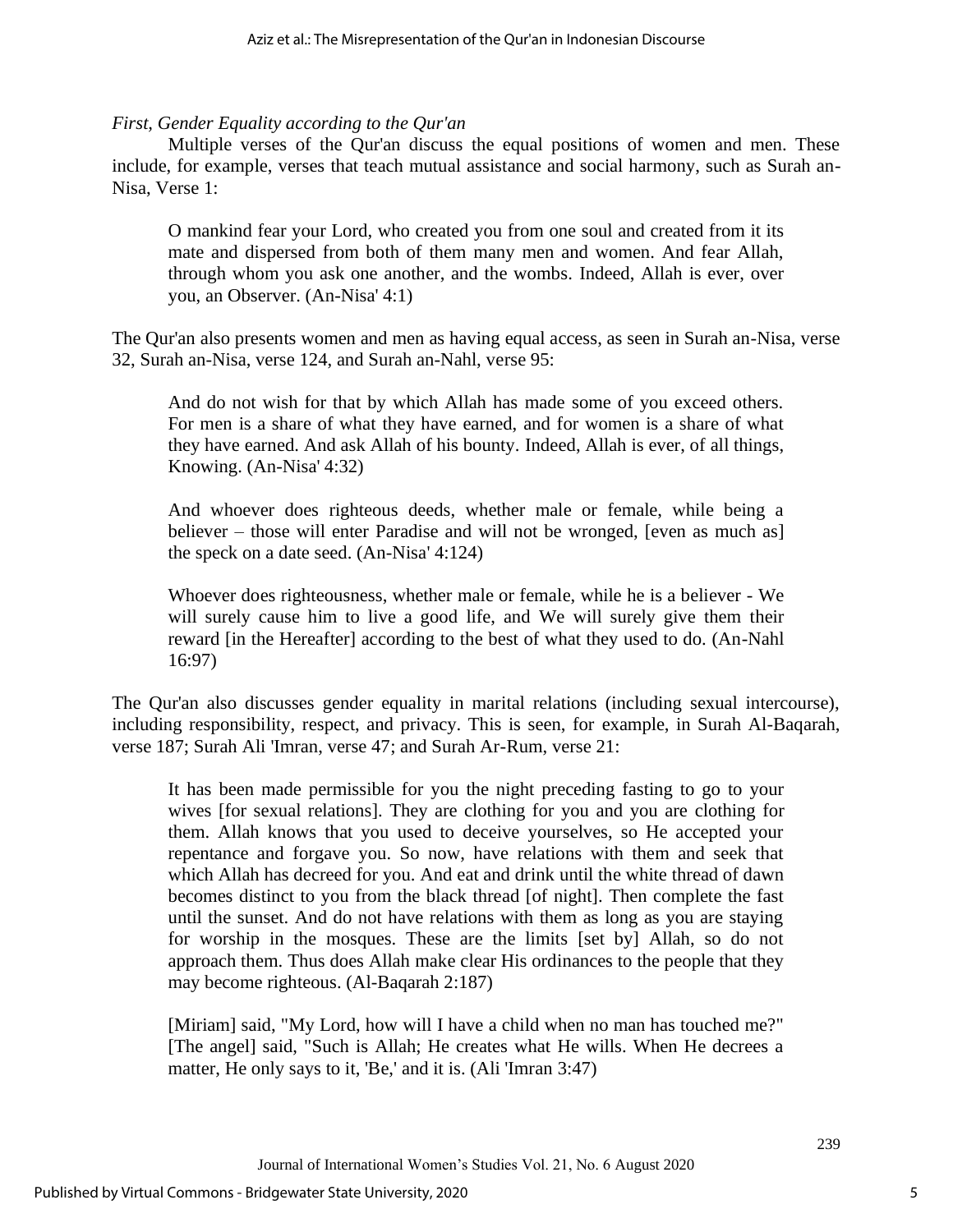*First, Gender Equality according to the Qur'an*

Multiple verses of the Qur'an discuss the equal positions of women and men. These include, for example, verses that teach mutual assistance and social harmony, such as Surah an-Nisa, Verse 1:

> O mankind fear your Lord, who created you from one soul and created from it its mate and dispersed from both of them many men and women. And fear Allah, through whom you ask one another, and the wombs. Indeed, Allah is ever, over you, an Observer. (An-Nisa' 4:1)

The Qur'an also presents women and men as having equal access, as seen in Surah an-Nisa, verse 32, Surah an-Nisa, verse 124, and Surah an-Nahl, verse 95:

> And do not wish for that by which Allah has made some of you exceed others. For men is a share of what they have earned, and for women is a share of what they have earned. And ask Allah of his bounty. Indeed, Allah is ever, of all things, Knowing. (An-Nisa' 4:32)

> And whoever does righteous deeds, whether male or female, while being a believer – those will enter Paradise and will not be wronged, [even as much as] the speck on a date seed. (An-Nisa' 4:124)

> Whoever does righteousness, whether male or female, while he is a believer - We will surely cause him to live a good life, and We will surely give them their reward [in the Hereafter] according to the best of what they used to do. (An-Nahl 16:97)

The Qur'an also discusses gender equality in marital relations (including sexual intercourse), including responsibility, respect, and privacy. This is seen, for example, in Surah Al-Baqarah, verse 187; Surah Ali 'Imran, verse 47; and Surah Ar-Rum, verse 21:

> It has been made permissible for you the night preceding fasting to go to your wives [for sexual relations]. They are clothing for you and you are clothing for them. Allah knows that you used to deceive yourselves, so He accepted your repentance and forgave you. So now, have relations with them and seek that which Allah has decreed for you. And eat and drink until the white thread of dawn becomes distinct to you from the black thread [of night]. Then complete the fast until the sunset. And do not have relations with them as long as you are staying for worship in the mosques. These are the limits [set by] Allah, so do not approach them. Thus does Allah make clear His ordinances to the people that they may become righteous. (Al-Baqarah 2:187)

> [Miriam] said, "My Lord, how will I have a child when no man has touched me?" [The angel] said, "Such is Allah; He creates what He wills. When He decrees a matter, He only says to it, 'Be,' and it is. (Ali 'Imran 3:47)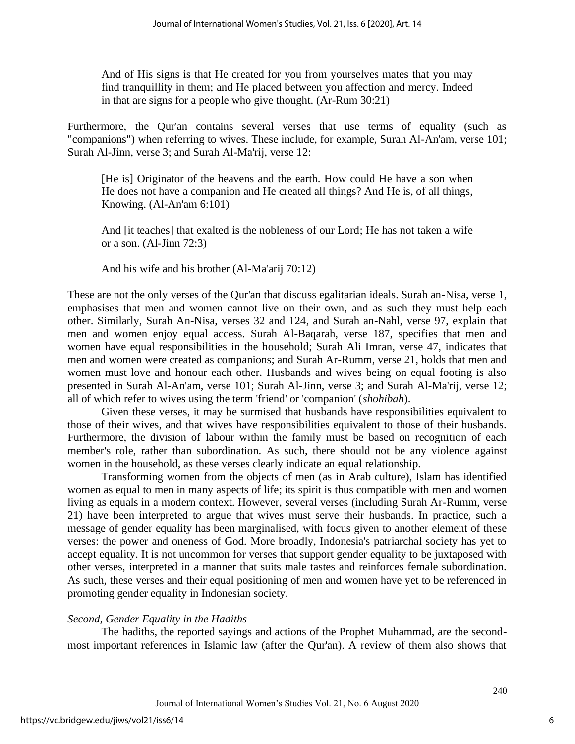> And of His signs is that He created for you from yourselves mates that you may find tranquillity in them; and He placed between you affection and mercy. Indeed in that are signs for a people who give thought. (Ar-Rum 30:21)

Furthermore, the Qur'an contains several verses that use terms of equality (such as "companions") when referring to wives. These include, for example, Surah Al-An'am, verse 101; Surah Al-Jinn, verse 3; and Surah Al-Ma'rij, verse 12:

> [He is] Originator of the heavens and the earth. How could He have a son when He does not have a companion and He created all things? And He is, of all things, Knowing. (Al-An'am 6:101)
>
> And [it teaches] that exalted is the nobleness of our Lord; He has not taken a wife or a son. (Al-Jinn 72:3)
>
> And his wife and his brother (Al-Ma'arij 70:12)

These are not the only verses of the Qur'an that discuss egalitarian ideals. Surah an-Nisa, verse 1, emphasises that men and women cannot live on their own, and as such they must help each other. Similarly, Surah An-Nisa, verses 32 and 124, and Surah an-Nahl, verse 97, explain that men and women enjoy equal access. Surah Al-Baqarah, verse 187, specifies that men and women have equal responsibilities in the household; Surah Ali Imran, verse 47, indicates that men and women were created as companions; and Surah Ar-Rumm, verse 21, holds that men and women must love and honour each other. Husbands and wives being on equal footing is also presented in Surah Al-An'am, verse 101; Surah Al-Jinn, verse 3; and Surah Al-Ma'rij, verse 12; all of which refer to wives using the term 'friend' or 'companion' (*shohibah*).

Given these verses, it may be surmised that husbands have responsibilities equivalent to those of their wives, and that wives have responsibilities equivalent to those of their husbands. Furthermore, the division of labour within the family must be based on recognition of each member's role, rather than subordination. As such, there should not be any violence against women in the household, as these verses clearly indicate an equal relationship.

Transforming women from the objects of men (as in Arab culture), Islam has identified women as equal to men in many aspects of life; its spirit is thus compatible with men and women living as equals in a modern context. However, several verses (including Surah Ar-Rumm, verse 21) have been interpreted to argue that wives must serve their husbands. In practice, such a message of gender equality has been marginalised, with focus given to another element of these verses: the power and oneness of God. More broadly, Indonesia's patriarchal society has yet to accept equality. It is not uncommon for verses that support gender equality to be juxtaposed with other verses, interpreted in a manner that suits male tastes and reinforces female subordination. As such, these verses and their equal positioning of men and women have yet to be referenced in promoting gender equality in Indonesian society.

*Second, Gender Equality in the Hadiths*

The hadiths, the reported sayings and actions of the Prophet Muhammad, are the second-most important references in Islamic law (after the Qur'an). A review of them also shows that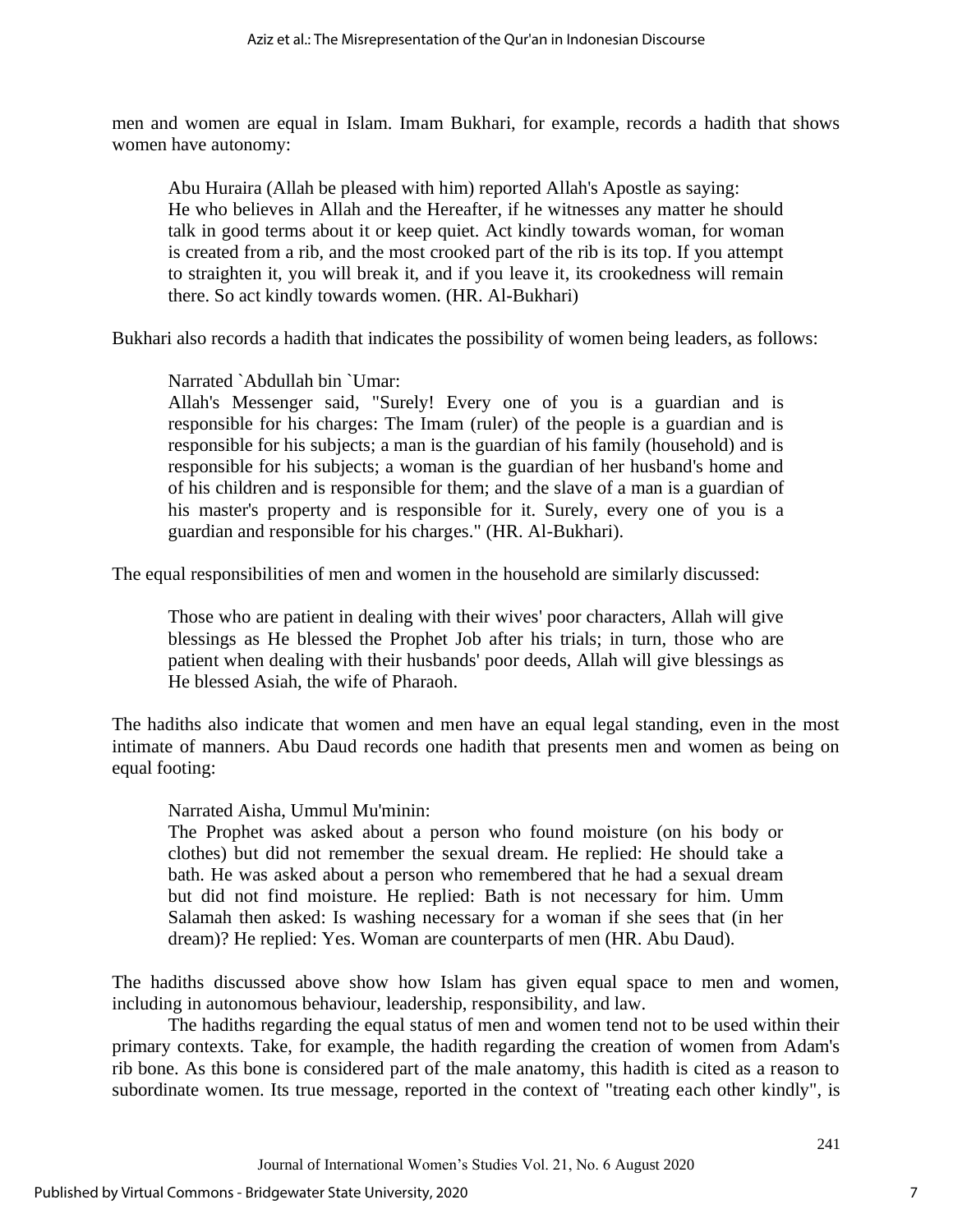men and women are equal in Islam. Imam Bukhari, for example, records a hadith that shows women have autonomy:

> Abu Huraira (Allah be pleased with him) reported Allah's Apostle as saying: He who believes in Allah and the Hereafter, if he witnesses any matter he should talk in good terms about it or keep quiet. Act kindly towards woman, for woman is created from a rib, and the most crooked part of the rib is its top. If you attempt to straighten it, you will break it, and if you leave it, its crookedness will remain there. So act kindly towards women. (HR. Al-Bukhari)

Bukhari also records a hadith that indicates the possibility of women being leaders, as follows:

> Narrated `Abdullah bin `Umar:
> Allah's Messenger said, "Surely! Every one of you is a guardian and is responsible for his charges: The Imam (ruler) of the people is a guardian and is responsible for his subjects; a man is the guardian of his family (household) and is responsible for his subjects; a woman is the guardian of her husband's home and of his children and is responsible for them; and the slave of a man is a guardian of his master's property and is responsible for it. Surely, every one of you is a guardian and responsible for his charges." (HR. Al-Bukhari).

The equal responsibilities of men and women in the household are similarly discussed:

> Those who are patient in dealing with their wives' poor characters, Allah will give blessings as He blessed the Prophet Job after his trials; in turn, those who are patient when dealing with their husbands' poor deeds, Allah will give blessings as He blessed Asiah, the wife of Pharaoh.

The hadiths also indicate that women and men have an equal legal standing, even in the most intimate of manners. Abu Daud records one hadith that presents men and women as being on equal footing:

> Narrated Aisha, Ummul Mu'minin:
> The Prophet was asked about a person who found moisture (on his body or clothes) but did not remember the sexual dream. He replied: He should take a bath. He was asked about a person who remembered that he had a sexual dream but did not find moisture. He replied: Bath is not necessary for him. Umm Salamah then asked: Is washing necessary for a woman if she sees that (in her dream)? He replied: Yes. Woman are counterparts of men (HR. Abu Daud).

The hadiths discussed above show how Islam has given equal space to men and women, including in autonomous behaviour, leadership, responsibility, and law.

The hadiths regarding the equal status of men and women tend not to be used within their primary contexts. Take, for example, the hadith regarding the creation of women from Adam's rib bone. As this bone is considered part of the male anatomy, this hadith is cited as a reason to subordinate women. Its true message, reported in the context of "treating each other kindly", is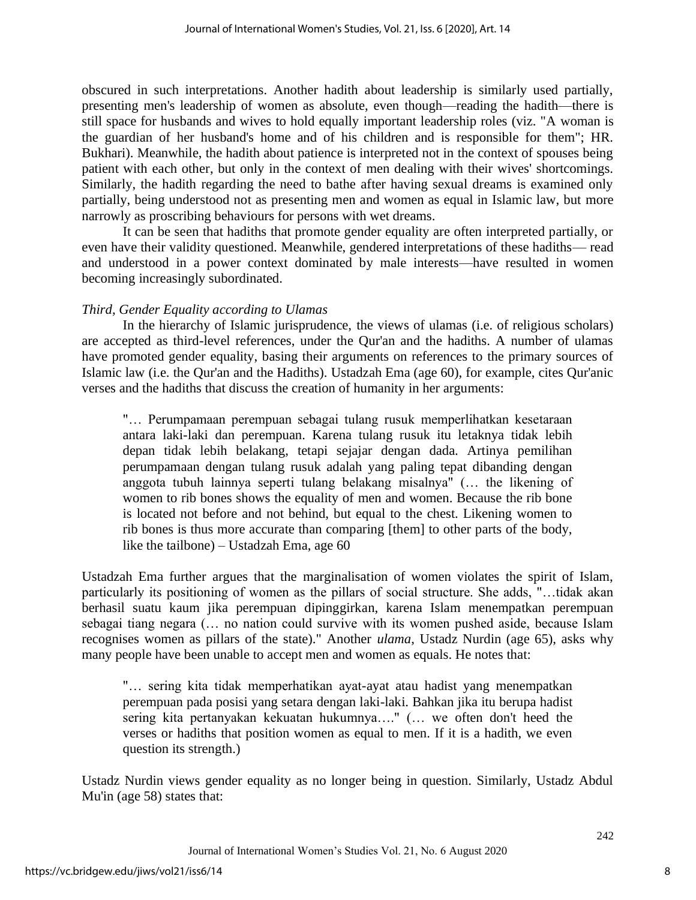obscured in such interpretations. Another hadith about leadership is similarly used partially, presenting men's leadership of women as absolute, even though—reading the hadith—there is still space for husbands and wives to hold equally important leadership roles (viz. "A woman is the guardian of her husband's home and of his children and is responsible for them"; HR. Bukhari). Meanwhile, the hadith about patience is interpreted not in the context of spouses being patient with each other, but only in the context of men dealing with their wives' shortcomings. Similarly, the hadith regarding the need to bathe after having sexual dreams is examined only partially, being understood not as presenting men and women as equal in Islamic law, but more narrowly as proscribing behaviours for persons with wet dreams.

It can be seen that hadiths that promote gender equality are often interpreted partially, or even have their validity questioned. Meanwhile, gendered interpretations of these hadiths— read and understood in a power context dominated by male interests—have resulted in women becoming increasingly subordinated.

*Third, Gender Equality according to Ulamas*

In the hierarchy of Islamic jurisprudence, the views of ulamas (i.e. of religious scholars) are accepted as third-level references, under the Qur'an and the hadiths. A number of ulamas have promoted gender equality, basing their arguments on references to the primary sources of Islamic law (i.e. the Qur'an and the Hadiths). Ustadzah Ema (age 60), for example, cites Qur'anic verses and the hadiths that discuss the creation of humanity in her arguments:

> "… Perumpamaan perempuan sebagai tulang rusuk memperlihatkan kesetaraan antara laki-laki dan perempuan. Karena tulang rusuk itu letaknya tidak lebih depan tidak lebih belakang, tetapi sejajar dengan dada. Artinya pemilihan perumpamaan dengan tulang rusuk adalah yang paling tepat dibanding dengan anggota tubuh lainnya seperti tulang belakang misalnya" (… the likening of women to rib bones shows the equality of men and women. Because the rib bone is located not before and not behind, but equal to the chest. Likening women to rib bones is thus more accurate than comparing [them] to other parts of the body, like the tailbone) – Ustadzah Ema, age 60

Ustadzah Ema further argues that the marginalisation of women violates the spirit of Islam, particularly its positioning of women as the pillars of social structure. She adds, "…tidak akan berhasil suatu kaum jika perempuan dipinggirkan, karena Islam menempatkan perempuan sebagai tiang negara (… no nation could survive with its women pushed aside, because Islam recognises women as pillars of the state)." Another *ulama*, Ustadz Nurdin (age 65), asks why many people have been unable to accept men and women as equals. He notes that:

> "… sering kita tidak memperhatikan ayat-ayat atau hadist yang menempatkan perempuan pada posisi yang setara dengan laki-laki. Bahkan jika itu berupa hadist sering kita pertanyakan kekuatan hukumnya…." (… we often don't heed the verses or hadiths that position women as equal to men. If it is a hadith, we even question its strength.)

Ustadz Nurdin views gender equality as no longer being in question. Similarly, Ustadz Abdul Mu'in (age 58) states that: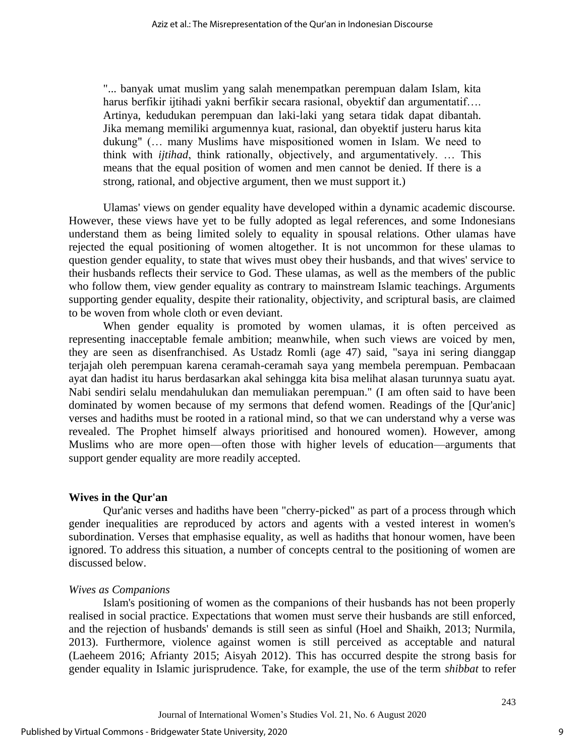"... banyak umat muslim yang salah menempatkan perempuan dalam Islam, kita harus berfikir ijtihadi yakni berfikir secara rasional, obyektif dan argumentatif…. Artinya, kedudukan perempuan dan laki-laki yang setara tidak dapat dibantah. Jika memang memiliki argumennya kuat, rasional, dan obyektif justeru harus kita dukung" (… many Muslims have mispositioned women in Islam. We need to think with *ijtihad*, think rationally, objectively, and argumentatively. … This means that the equal position of women and men cannot be denied. If there is a strong, rational, and objective argument, then we must support it.)

Ulamas' views on gender equality have developed within a dynamic academic discourse. However, these views have yet to be fully adopted as legal references, and some Indonesians understand them as being limited solely to equality in spousal relations. Other ulamas have rejected the equal positioning of women altogether. It is not uncommon for these ulamas to question gender equality, to state that wives must obey their husbands, and that wives' service to their husbands reflects their service to God. These ulamas, as well as the members of the public who follow them, view gender equality as contrary to mainstream Islamic teachings. Arguments supporting gender equality, despite their rationality, objectivity, and scriptural basis, are claimed to be woven from whole cloth or even deviant.

When gender equality is promoted by women ulamas, it is often perceived as representing inacceptable female ambition; meanwhile, when such views are voiced by men, they are seen as disenfranchised. As Ustadz Romli (age 47) said, "saya ini sering dianggap terjajah oleh perempuan karena ceramah-ceramah saya yang membela perempuan. Pembacaan ayat dan hadist itu harus berdasarkan akal sehingga kita bisa melihat alasan turunnya suatu ayat. Nabi sendiri selalu mendahulukan dan memuliakan perempuan." (I am often said to have been dominated by women because of my sermons that defend women. Readings of the [Qur'anic] verses and hadiths must be rooted in a rational mind, so that we can understand why a verse was revealed. The Prophet himself always prioritised and honoured women). However, among Muslims who are more open—often those with higher levels of education—arguments that support gender equality are more readily accepted.

### Wives in the Qur'an

Qur'anic verses and hadiths have been "cherry-picked" as part of a process through which gender inequalities are reproduced by actors and agents with a vested interest in women's subordination. Verses that emphasise equality, as well as hadiths that honour women, have been ignored. To address this situation, a number of concepts central to the positioning of women are discussed below.

#### *Wives as Companions*

Islam's positioning of women as the companions of their husbands has not been properly realised in social practice. Expectations that women must serve their husbands are still enforced, and the rejection of husbands' demands is still seen as sinful (Hoel and Shaikh, 2013; Nurmila, 2013). Furthermore, violence against women is still perceived as acceptable and natural (Laeheem 2016; Afrianty 2015; Aisyah 2012). This has occurred despite the strong basis for gender equality in Islamic jurisprudence. Take, for example, the use of the term *shibbat* to refer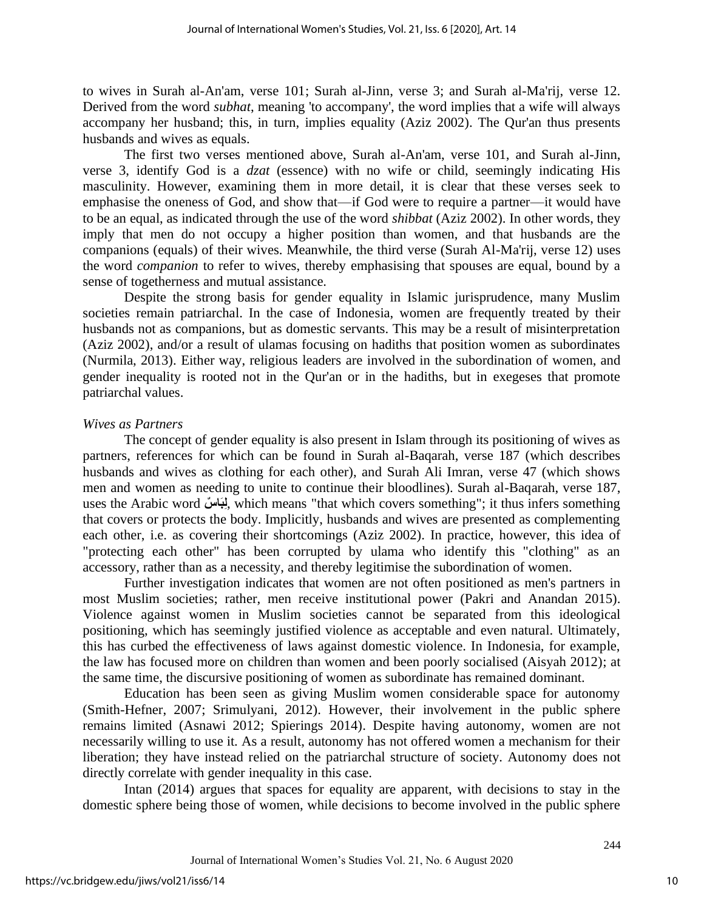to wives in Surah al-An'am, verse 101; Surah al-Jinn, verse 3; and Surah al-Ma'rij, verse 12. Derived from the word *subhat*, meaning 'to accompany', the word implies that a wife will always accompany her husband; this, in turn, implies equality (Aziz 2002). The Qur'an thus presents husbands and wives as equals.

The first two verses mentioned above, Surah al-An'am, verse 101, and Surah al-Jinn, verse 3, identify God is a *dzat* (essence) with no wife or child, seemingly indicating His masculinity. However, examining them in more detail, it is clear that these verses seek to emphasise the oneness of God, and show that—if God were to require a partner—it would have to be an equal, as indicated through the use of the word *shibbat* (Aziz 2002). In other words, they imply that men do not occupy a higher position than women, and that husbands are the companions (equals) of their wives. Meanwhile, the third verse (Surah Al-Ma'rij, verse 12) uses the word *companion* to refer to wives, thereby emphasising that spouses are equal, bound by a sense of togetherness and mutual assistance.

Despite the strong basis for gender equality in Islamic jurisprudence, many Muslim societies remain patriarchal. In the case of Indonesia, women are frequently treated by their husbands not as companions, but as domestic servants. This may be a result of misinterpretation (Aziz 2002), and/or a result of ulamas focusing on hadiths that position women as subordinates (Nurmila, 2013). Either way, religious leaders are involved in the subordination of women, and gender inequality is rooted not in the Qur'an or in the hadiths, but in exegeses that promote patriarchal values.

*Wives as Partners*

The concept of gender equality is also present in Islam through its positioning of wives as partners, references for which can be found in Surah al-Baqarah, verse 187 (which describes husbands and wives as clothing for each other), and Surah Ali Imran, verse 47 (which shows men and women as needing to unite to continue their bloodlines). Surah al-Baqarah, verse 187, uses the Arabic word **لِبَاسٌ**, which means "that which covers something"; it thus infers something that covers or protects the body. Implicitly, husbands and wives are presented as complementing each other, i.e. as covering their shortcomings (Aziz 2002). In practice, however, this idea of "protecting each other" has been corrupted by ulama who identify this "clothing" as an accessory, rather than as a necessity, and thereby legitimise the subordination of women.

Further investigation indicates that women are not often positioned as men's partners in most Muslim societies; rather, men receive institutional power (Pakri and Anandan 2015). Violence against women in Muslim societies cannot be separated from this ideological positioning, which has seemingly justified violence as acceptable and even natural. Ultimately, this has curbed the effectiveness of laws against domestic violence. In Indonesia, for example, the law has focused more on children than women and been poorly socialised (Aisyah 2012); at the same time, the discursive positioning of women as subordinate has remained dominant.

Education has been seen as giving Muslim women considerable space for autonomy (Smith-Hefner, 2007; Srimulyani, 2012). However, their involvement in the public sphere remains limited (Asnawi 2012; Spierings 2014). Despite having autonomy, women are not necessarily willing to use it. As a result, autonomy has not offered women a mechanism for their liberation; they have instead relied on the patriarchal structure of society. Autonomy does not directly correlate with gender inequality in this case.

Intan (2014) argues that spaces for equality are apparent, with decisions to stay in the domestic sphere being those of women, while decisions to become involved in the public sphere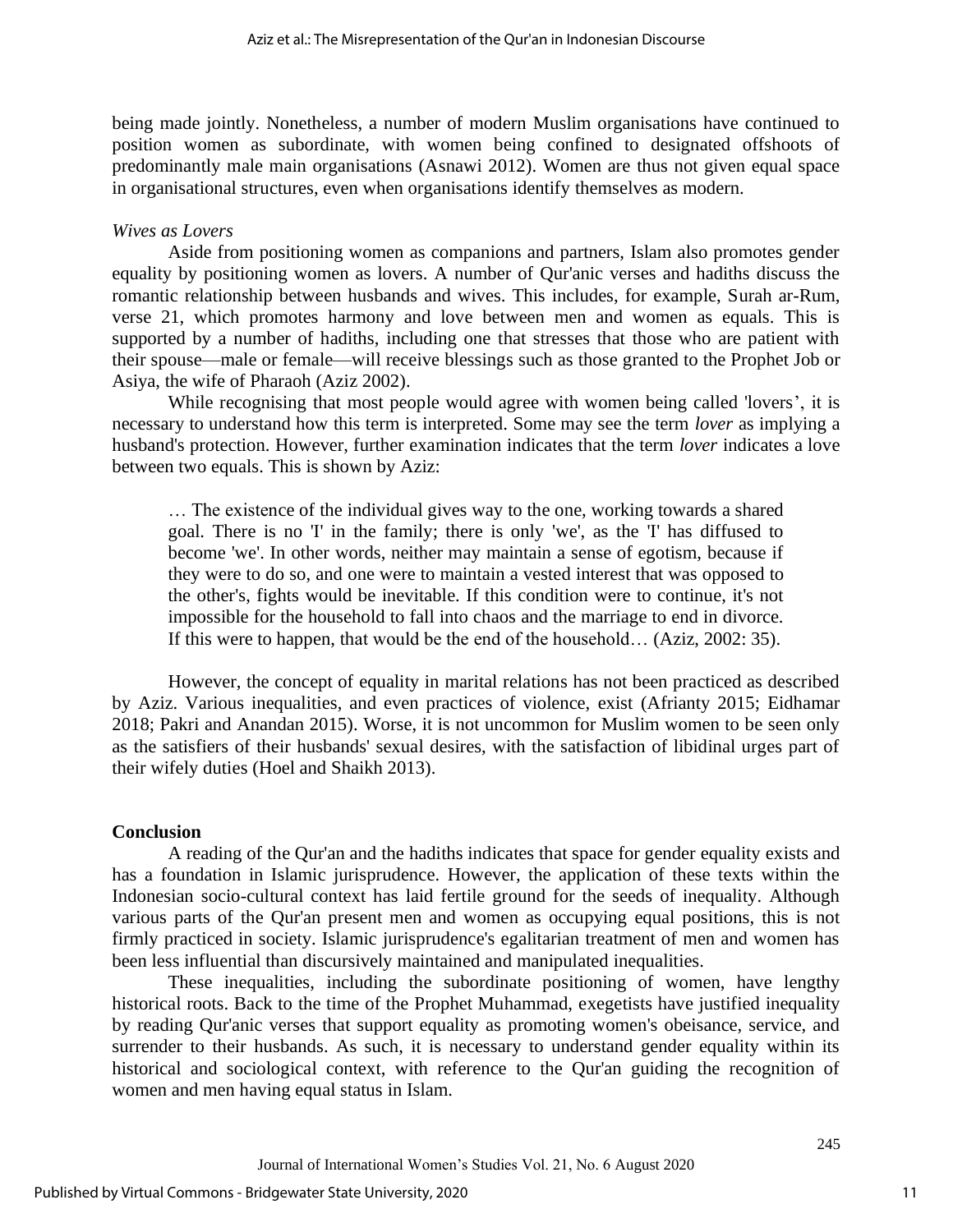being made jointly. Nonetheless, a number of modern Muslim organisations have continued to position women as subordinate, with women being confined to designated offshoots of predominantly male main organisations (Asnawi 2012). Women are thus not given equal space in organisational structures, even when organisations identify themselves as modern.

*Wives as Lovers*

Aside from positioning women as companions and partners, Islam also promotes gender equality by positioning women as lovers. A number of Qur'anic verses and hadiths discuss the romantic relationship between husbands and wives. This includes, for example, Surah ar-Rum, verse 21, which promotes harmony and love between men and women as equals. This is supported by a number of hadiths, including one that stresses that those who are patient with their spouse—male or female—will receive blessings such as those granted to the Prophet Job or Asiya, the wife of Pharaoh (Aziz 2002).

While recognising that most people would agree with women being called 'lovers', it is necessary to understand how this term is interpreted. Some may see the term *lover* as implying a husband's protection. However, further examination indicates that the term *lover* indicates a love between two equals. This is shown by Aziz:

> … The existence of the individual gives way to the one, working towards a shared goal. There is no 'I' in the family; there is only 'we', as the 'I' has diffused to become 'we'. In other words, neither may maintain a sense of egotism, because if they were to do so, and one were to maintain a vested interest that was opposed to the other's, fights would be inevitable. If this condition were to continue, it's not impossible for the household to fall into chaos and the marriage to end in divorce. If this were to happen, that would be the end of the household… (Aziz, 2002: 35).

However, the concept of equality in marital relations has not been practiced as described by Aziz. Various inequalities, and even practices of violence, exist (Afrianty 2015; Eidhamar 2018; Pakri and Anandan 2015). Worse, it is not uncommon for Muslim women to be seen only as the satisfiers of their husbands' sexual desires, with the satisfaction of libidinal urges part of their wifely duties (Hoel and Shaikh 2013).

## Conclusion

A reading of the Qur'an and the hadiths indicates that space for gender equality exists and has a foundation in Islamic jurisprudence. However, the application of these texts within the Indonesian socio-cultural context has laid fertile ground for the seeds of inequality. Although various parts of the Qur'an present men and women as occupying equal positions, this is not firmly practiced in society. Islamic jurisprudence's egalitarian treatment of men and women has been less influential than discursively maintained and manipulated inequalities.

These inequalities, including the subordinate positioning of women, have lengthy historical roots. Back to the time of the Prophet Muhammad, exegetists have justified inequality by reading Qur'anic verses that support equality as promoting women's obeisance, service, and surrender to their husbands. As such, it is necessary to understand gender equality within its historical and sociological context, with reference to the Qur'an guiding the recognition of women and men having equal status in Islam.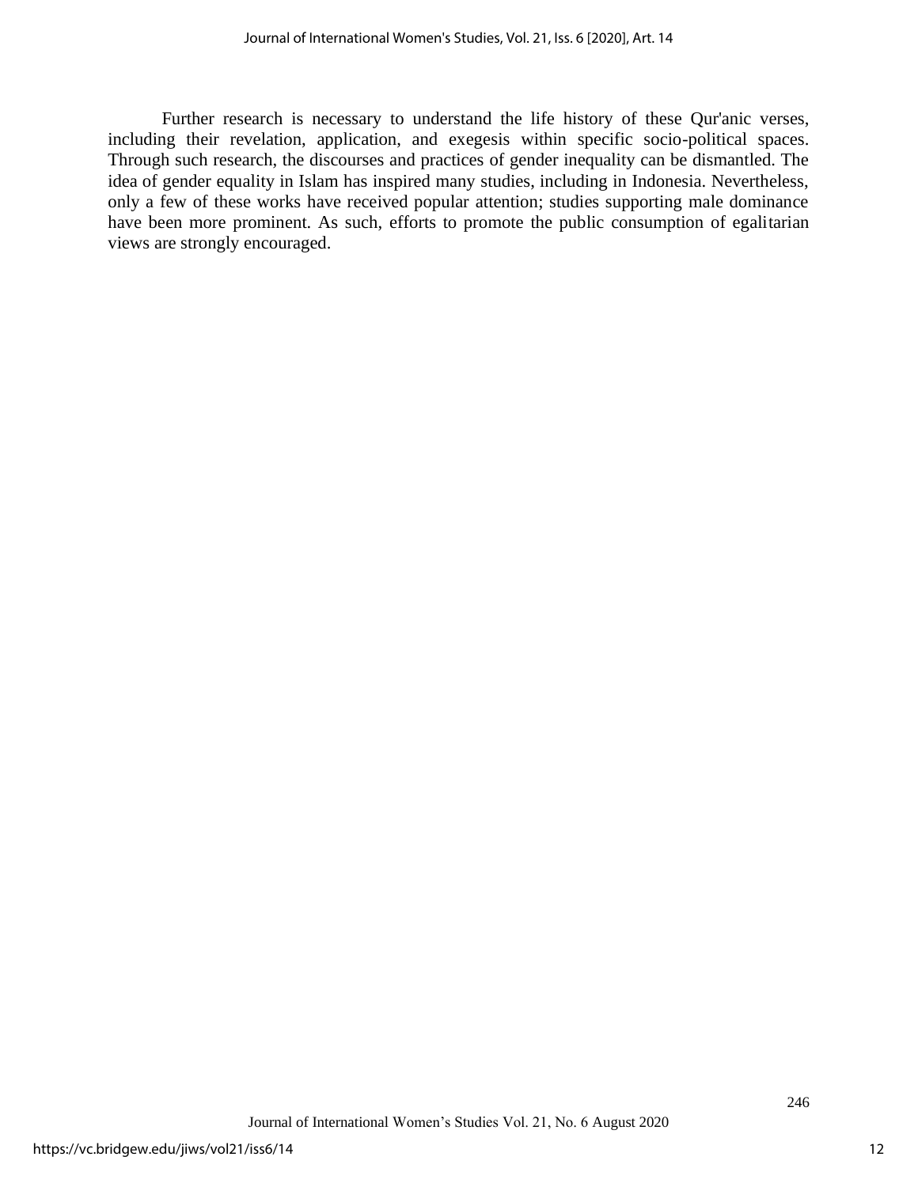Further research is necessary to understand the life history of these Qur'anic verses, including their revelation, application, and exegesis within specific socio-political spaces. Through such research, the discourses and practices of gender inequality can be dismantled. The idea of gender equality in Islam has inspired many studies, including in Indonesia. Nevertheless, only a few of these works have received popular attention; studies supporting male dominance have been more prominent. As such, efforts to promote the public consumption of egalitarian views are strongly encouraged.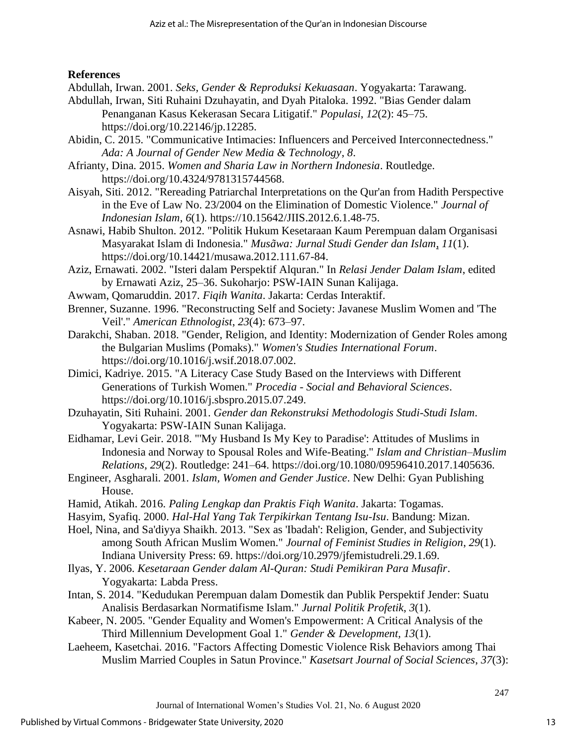## References

Abdullah, Irwan. 2001. *Seks, Gender & Reproduksi Kekuasaan*. Yogyakarta: Tarawang.

Abdullah, Irwan, Siti Ruhaini Dzuhayatin, and Dyah Pitaloka. 1992. "Bias Gender dalam Penanganan Kasus Kekerasan Secara Litigatif." *Populasi*, *12*(2): 45–75. https://doi.org/10.22146/jp.12285.

Abidin, C. 2015. "Communicative Intimacies: Influencers and Perceived Interconnectedness." *Ada: A Journal of Gender New Media & Technology*, *8*.

Afrianty, Dina. 2015. *Women and Sharia Law in Northern Indonesia*. Routledge. https://doi.org/10.4324/9781315744568.

Aisyah, Siti. 2012. "Rereading Patriarchal Interpretations on the Qur'an from Hadith Perspective in the Eve of Law No. 23/2004 on the Elimination of Domestic Violence." *Journal of Indonesian Islam*, *6*(1). https://10.15642/JIIS.2012.6.1.48-75.

Asnawi, Habib Shulton. 2012. "Politik Hukum Kesetaraan Kaum Perempuan dalam Organisasi Masyarakat Islam di Indonesia." *Musãwa: Jurnal Studi Gender dan Islam*, *11*(1). https://doi.org/10.14421/musawa.2012.111.67-84.

Aziz, Ernawati. 2002. "Isteri dalam Perspektif Alquran." In *Relasi Jender Dalam Islam*, edited by Ernawati Aziz, 25–36. Sukoharjo: PSW-IAIN Sunan Kalijaga.

Awwam, Qomaruddin. 2017. *Fiqih Wanita*. Jakarta: Cerdas Interaktif.

Brenner, Suzanne. 1996. "Reconstructing Self and Society: Javanese Muslim Women and 'The Veil'." *American Ethnologist*, *23*(4): 673–97.

Darakchi, Shaban. 2018. "Gender, Religion, and Identity: Modernization of Gender Roles among the Bulgarian Muslims (Pomaks)." *Women's Studies International Forum*. https://doi.org/10.1016/j.wsif.2018.07.002.

Dimici, Kadriye. 2015. "A Literacy Case Study Based on the Interviews with Different Generations of Turkish Women." *Procedia - Social and Behavioral Sciences*. https://doi.org/10.1016/j.sbspro.2015.07.249.

Dzuhayatin, Siti Ruhaini. 2001. *Gender dan Rekonstruksi Methodologis Studi-Studi Islam*. Yogyakarta: PSW-IAIN Sunan Kalijaga.

Eidhamar, Levi Geir. 2018. "'My Husband Is My Key to Paradise': Attitudes of Muslims in Indonesia and Norway to Spousal Roles and Wife-Beating." *Islam and Christian–Muslim Relations*, *29*(2). Routledge: 241–64. https://doi.org/10.1080/09596410.2017.1405636.

Engineer, Asgharali. 2001. *Islam, Women and Gender Justice*. New Delhi: Gyan Publishing House.

Hamid, Atikah. 2016. *Paling Lengkap dan Praktis Fiqh Wanita*. Jakarta: Togamas.

Hasyim, Syafiq. 2000. *Hal-Hal Yang Tak Terpikirkan Tentang Isu-Isu*. Bandung: Mizan.

Hoel, Nina, and Sa'diyya Shaikh. 2013. "Sex as 'Ibadah': Religion, Gender, and Subjectivity among South African Muslim Women." *Journal of Feminist Studies in Religion*, *29*(1). Indiana University Press: 69. https://doi.org/10.2979/jfemistudreli.29.1.69.

Ilyas, Y. 2006. *Kesetaraan Gender dalam Al-Quran: Studi Pemikiran Para Musafir*. Yogyakarta: Labda Press.

Intan, S. 2014. "Kedudukan Perempuan dalam Domestik dan Publik Perspektif Jender: Suatu Analisis Berdasarkan Normatifisme Islam." *Jurnal Politik Profetik*, *3*(1).

Kabeer, N. 2005. "Gender Equality and Women's Empowerment: A Critical Analysis of the Third Millennium Development Goal 1." *Gender & Development*, *13*(1).

Laeheem, Kasetchai. 2016. "Factors Affecting Domestic Violence Risk Behaviors among Thai Muslim Married Couples in Satun Province." *Kasetsart Journal of Social Sciences*, *37*(3):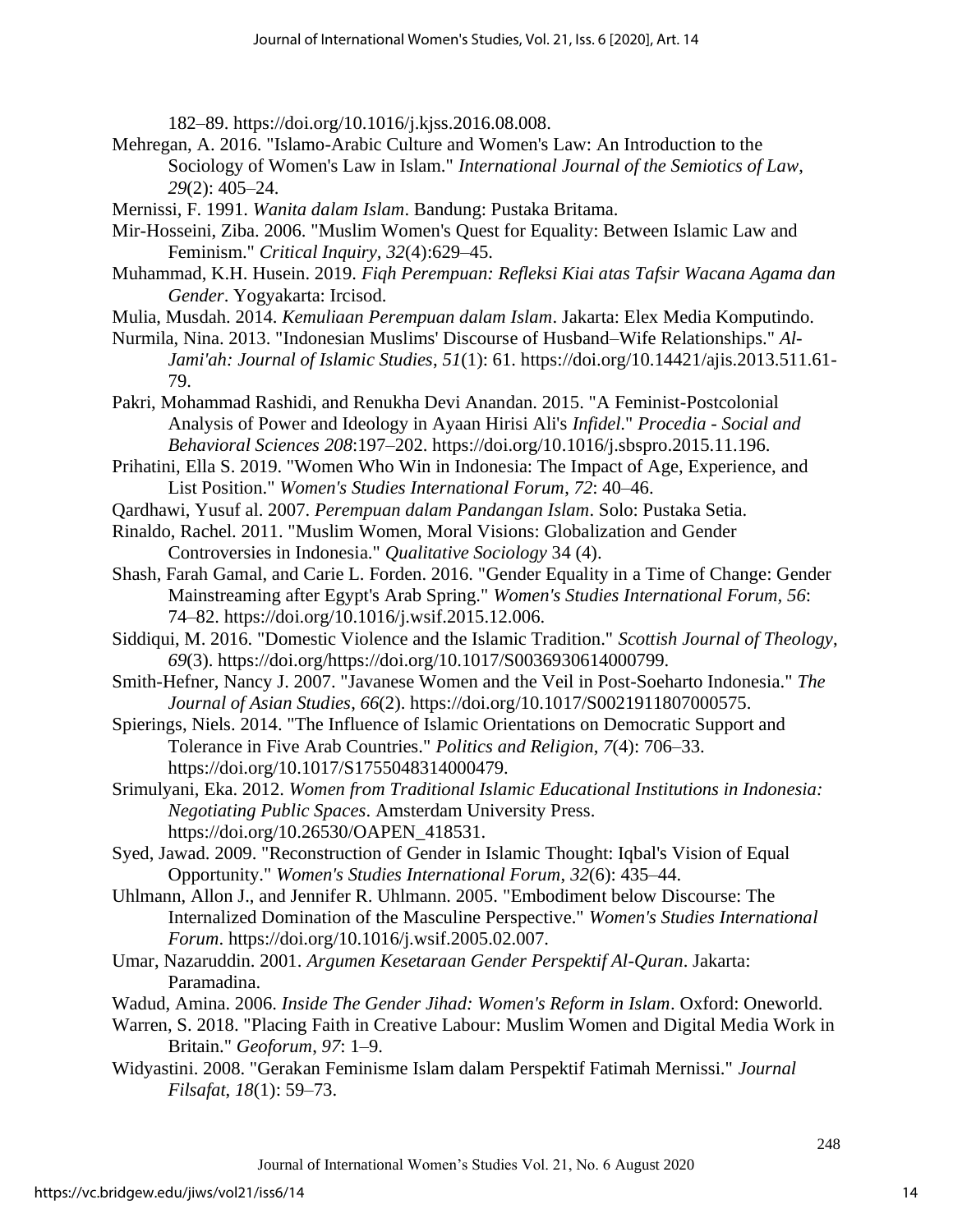182–89. https://doi.org/10.1016/j.kjss.2016.08.008.

Mehregan, A. 2016. "Islamo-Arabic Culture and Women's Law: An Introduction to the Sociology of Women's Law in Islam." *International Journal of the Semiotics of Law*, *29*(2): 405–24.

Mernissi, F. 1991. *Wanita dalam Islam*. Bandung: Pustaka Britama.

Mir-Hosseini, Ziba. 2006. "Muslim Women's Quest for Equality: Between Islamic Law and Feminism." *Critical Inquiry*, *32*(4):629–45.

Muhammad, K.H. Husein. 2019. *Fiqh Perempuan: Refleksi Kiai atas Tafsir Wacana Agama dan Gender*. Yogyakarta: Ircisod.

Mulia, Musdah. 2014. *Kemuliaan Perempuan dalam Islam*. Jakarta: Elex Media Komputindo.

Nurmila, Nina. 2013. "Indonesian Muslims' Discourse of Husband–Wife Relationships." *Al-Jami'ah: Journal of Islamic Studies*, *51*(1): 61. https://doi.org/10.14421/ajis.2013.511.61-79.

Pakri, Mohammad Rashidi, and Renukha Devi Anandan. 2015. "A Feminist-Postcolonial Analysis of Power and Ideology in Ayaan Hirisi Ali's *Infidel*." *Procedia - Social and Behavioral Sciences 208*:197–202. https://doi.org/10.1016/j.sbspro.2015.11.196.

Prihatini, Ella S. 2019. "Women Who Win in Indonesia: The Impact of Age, Experience, and List Position." *Women's Studies International Forum*, *72*: 40–46.

Qardhawi, Yusuf al. 2007. *Perempuan dalam Pandangan Islam*. Solo: Pustaka Setia.

Rinaldo, Rachel. 2011. "Muslim Women, Moral Visions: Globalization and Gender Controversies in Indonesia." *Qualitative Sociology* 34 (4).

Shash, Farah Gamal, and Carie L. Forden. 2016. "Gender Equality in a Time of Change: Gender Mainstreaming after Egypt's Arab Spring." *Women's Studies International Forum*, *56*: 74–82. https://doi.org/10.1016/j.wsif.2015.12.006.

Siddiqui, M. 2016. "Domestic Violence and the Islamic Tradition." *Scottish Journal of Theology*, *69*(3). https://doi.org/https://doi.org/10.1017/S0036930614000799.

Smith-Hefner, Nancy J. 2007. "Javanese Women and the Veil in Post-Soeharto Indonesia." *The Journal of Asian Studies*, *66*(2). https://doi.org/10.1017/S0021911807000575.

Spierings, Niels. 2014. "The Influence of Islamic Orientations on Democratic Support and Tolerance in Five Arab Countries." *Politics and Religion*, *7*(4): 706–33. https://doi.org/10.1017/S1755048314000479.

Srimulyani, Eka. 2012. *Women from Traditional Islamic Educational Institutions in Indonesia: Negotiating Public Spaces*. Amsterdam University Press. https://doi.org/10.26530/OAPEN_418531.

Syed, Jawad. 2009. "Reconstruction of Gender in Islamic Thought: Iqbal's Vision of Equal Opportunity." *Women's Studies International Forum*, *32*(6): 435–44.

Uhlmann, Allon J., and Jennifer R. Uhlmann. 2005. "Embodiment below Discourse: The Internalized Domination of the Masculine Perspective." *Women's Studies International Forum*. https://doi.org/10.1016/j.wsif.2005.02.007.

Umar, Nazaruddin. 2001. *Argumen Kesetaraan Gender Perspektif Al-Quran*. Jakarta: Paramadina.

Wadud, Amina. 2006. *Inside The Gender Jihad: Women's Reform in Islam*. Oxford: Oneworld.

Warren, S. 2018. "Placing Faith in Creative Labour: Muslim Women and Digital Media Work in Britain." *Geoforum*, *97*: 1–9.

Widyastini. 2008. "Gerakan Feminisme Islam dalam Perspektif Fatimah Mernissi." *Journal Filsafat*, *18*(1): 59–73.